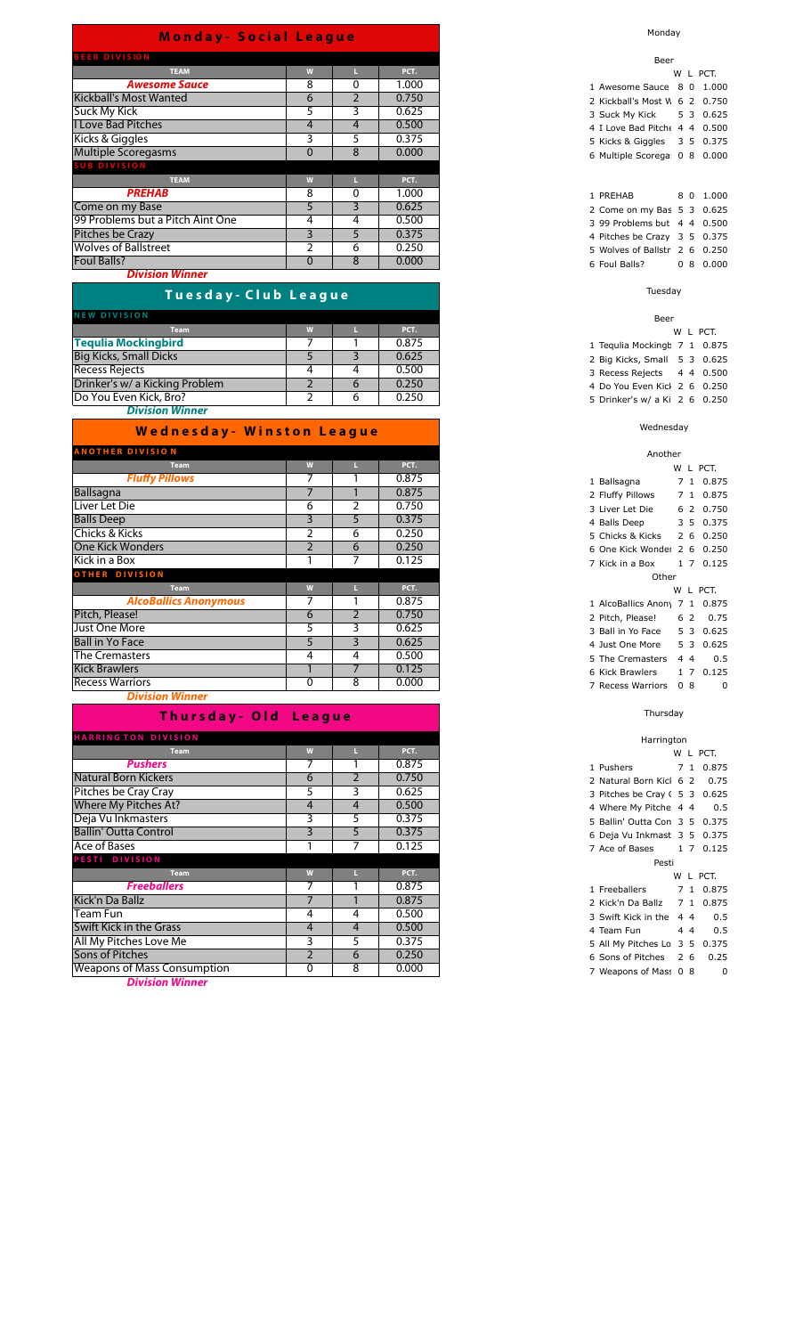## Monday- Social League

| TEAM | W | L | PCT. |
|---|---|---|---|
| **BEER DIVISION** | | | |
| ***Awesome Sauce*** | 8 | 0 | 1.000 |
| Kickball's Most Wanted | 6 | 2 | 0.750 |
| Suck My Kick | 5 | 3 | 0.625 |
| I Love Bad Pitches | 4 | 4 | 0.500 |
| Kicks & Giggles | 3 | 5 | 0.375 |
| Multiple Scoregasms | 0 | 8 | 0.000 |
| **SUB DIVISION** | | | |
| ***PREHAB*** | 8 | 0 | 1.000 |
| Come on my Base | 5 | 3 | 0.625 |
| 99 Problems but a Pitch Aint One | 4 | 4 | 0.500 |
| Pitches be Crazy | 3 | 5 | 0.375 |
| Wolves of Ballstreet | 2 | 6 | 0.250 |
| Foul Balls? | 0 | 8 | 0.000 |

***Division Winner***

## Tuesday- Club League

| Team | W | L | PCT. |
|---|---|---|---|
| **NEW DIVISION** | | | |
| **Tequlia Mockingbird** | 7 | 1 | 0.875 |
| Big Kicks, Small Dicks | 5 | 3 | 0.625 |
| Recess Rejects | 4 | 4 | 0.500 |
| Drinker's w/ a Kicking Problem | 2 | 6 | 0.250 |
| Do You Even Kick, Bro? | 2 | 6 | 0.250 |

***Division Winner***

## Wednesday- Winston League

| Team | W | L | PCT. |
|---|---|---|---|
| **ANOTHER DIVISION** | | | |
| ***Fluffy Pillows*** | 7 | 1 | 0.875 |
| Ballsagna | 7 | 1 | 0.875 |
| Liver Let Die | 6 | 2 | 0.750 |
| Balls Deep | 3 | 5 | 0.375 |
| Chicks & Kicks | 2 | 6 | 0.250 |
| One Kick Wonders | 2 | 6 | 0.250 |
| Kick in a Box | 1 | 7 | 0.125 |
| **OTHER DIVISION** | | | |
| ***AlcoBallics Anonymous*** | 7 | 1 | 0.875 |
| Pitch, Please! | 6 | 2 | 0.750 |
| Just One More | 5 | 3 | 0.625 |
| Ball in Yo Face | 5 | 3 | 0.625 |
| The Cremasters | 4 | 4 | 0.500 |
| Kick Brawlers | 1 | 7 | 0.125 |
| Recess Warriors | 0 | 8 | 0.000 |

***Division Winner***

## Thursday- Old League

| Team | W | L | PCT. |
|---|---|---|---|
| **HARRINGTON DIVISION** | | | |
| ***Pushers*** | 7 | 1 | 0.875 |
| Natural Born Kickers | 6 | 2 | 0.750 |
| Pitches be Cray Cray | 5 | 3 | 0.625 |
| Where My Pitches At? | 4 | 4 | 0.500 |
| Deja Vu Inkmasters | 3 | 5 | 0.375 |
| Ballin' Outta Control | 3 | 5 | 0.375 |
| Ace of Bases | 1 | 7 | 0.125 |
| **PESTI DIVISION** | | | |
| ***Freeballers*** | 7 | 1 | 0.875 |
| Kick'n Da Ballz | 7 | 1 | 0.875 |
| Team Fun | 4 | 4 | 0.500 |
| Swift Kick in the Grass | 4 | 4 | 0.500 |
| All My Pitches Love Me | 3 | 5 | 0.375 |
| Sons of Pitches | 2 | 6 | 0.250 |
| Weapons of Mass Consumption | 0 | 8 | 0.000 |

***Division Winner***

Monday

Beer

| | Team | W | L | PCT. |
|---|---|---|---|---|
| 1 | Awesome Sauce | 8 | 0 | 1.000 |
| 2 | Kickball's Most W | 6 | 2 | 0.750 |
| 3 | Suck My Kick | 5 | 3 | 0.625 |
| 4 | I Love Bad Pitche | 4 | 4 | 0.500 |
| 5 | Kicks & Giggles | 3 | 5 | 0.375 |
| 6 | Multiple Scorega | 0 | 8 | 0.000 |
| | | | | |
| 1 | PREHAB | 8 | 0 | 1.000 |
| 2 | Come on my Bas | 5 | 3 | 0.625 |
| 3 | 99 Problems but | 4 | 4 | 0.500 |
| 4 | Pitches be Crazy | 3 | 5 | 0.375 |
| 5 | Wolves of Ballstr | 2 | 6 | 0.250 |
| 6 | Foul Balls? | 0 | 8 | 0.000 |

Tuesday

Beer

| | Team | W | L | PCT. |
|---|---|---|---|---|
| 1 | Tequlia Mockingb | 7 | 1 | 0.875 |
| 2 | Big Kicks, Small | 5 | 3 | 0.625 |
| 3 | Recess Rejects | 4 | 4 | 0.500 |
| 4 | Do You Even Kick | 2 | 6 | 0.250 |
| 5 | Drinker's w/ a Ki | 2 | 6 | 0.250 |

Wednesday

Another

| | Team | W | L | PCT. |
|---|---|---|---|---|
| 1 | Ballsagna | 7 | 1 | 0.875 |
| 2 | Fluffy Pillows | 7 | 1 | 0.875 |
| 3 | Liver Let Die | 6 | 2 | 0.750 |
| 4 | Balls Deep | 3 | 5 | 0.375 |
| 5 | Chicks & Kicks | 2 | 6 | 0.250 |
| 6 | One Kick Wonder | 2 | 6 | 0.250 |
| 7 | Kick in a Box | 1 | 7 | 0.125 |

Other

| | Team | W | L | PCT. |
|---|---|---|---|---|
| 1 | AlcoBallics Anony | 7 | 1 | 0.875 |
| 2 | Pitch, Please! | 6 | 2 | 0.75 |
| 3 | Ball in Yo Face | 5 | 3 | 0.625 |
| 4 | Just One More | 5 | 3 | 0.625 |
| 5 | The Cremasters | 4 | 4 | 0.5 |
| 6 | Kick Brawlers | 1 | 7 | 0.125 |
| 7 | Recess Warriors | 0 | 8 | 0 |

Thursday

Harrington

| | Team | W | L | PCT. |
|---|---|---|---|---|
| 1 | Pushers | 7 | 1 | 0.875 |
| 2 | Natural Born Kicl | 6 | 2 | 0.75 |
| 3 | Pitches be Cray ( | 5 | 3 | 0.625 |
| 4 | Where My Pitche | 4 | 4 | 0.5 |
| 5 | Ballin' Outta Con | 3 | 5 | 0.375 |
| 6 | Deja Vu Inkmast | 3 | 5 | 0.375 |
| 7 | Ace of Bases | 1 | 7 | 0.125 |

Pesti

| | Team | W | L | PCT. |
|---|---|---|---|---|
| 1 | Freeballers | 7 | 1 | 0.875 |
| 2 | Kick'n Da Ballz | 7 | 1 | 0.875 |
| 3 | Swift Kick in the | 4 | 4 | 0.5 |
| 4 | Team Fun | 4 | 4 | 0.5 |
| 5 | All My Pitches Lo | 3 | 5 | 0.375 |
| 6 | Sons of Pitches | 2 | 6 | 0.25 |
| 7 | Weapons of Mass | 0 | 8 | 0 |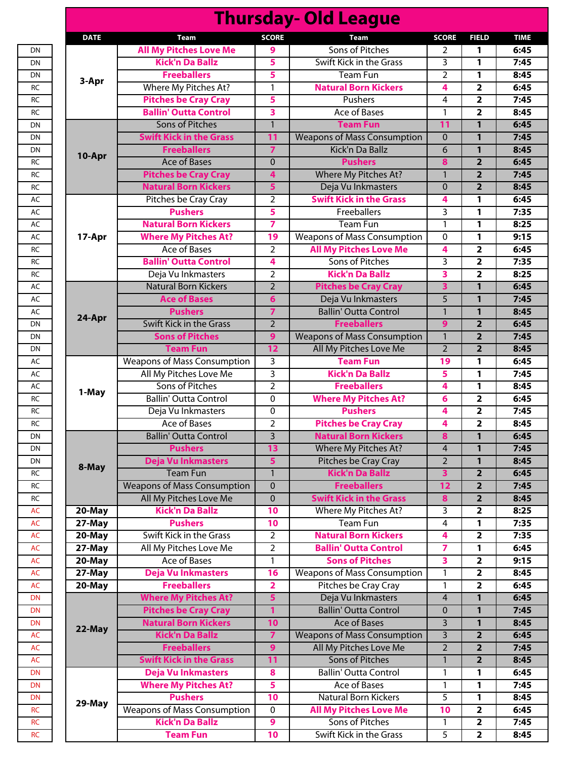# Thursday- Old League

| | DATE | Team | SCORE | Team | SCORE | FIELD | TIME |
|---|---|---|---|---|---|---|---|
| DN | 3-Apr | **All My Pitches Love Me** | **9** | Sons of Pitches | 2 | 1 | 6:45 |
| DN | | **Kick'n Da Ballz** | **5** | Swift Kick in the Grass | 3 | 1 | 7:45 |
| DN | | **Freeballers** | **5** | Team Fun | 2 | 1 | 8:45 |
| RC | | Where My Pitches At? | 1 | **Natural Born Kickers** | **4** | 2 | 6:45 |
| RC | | **Pitches be Cray Cray** | **5** | Pushers | 4 | 2 | 7:45 |
| RC | | **Ballin' Outta Control** | **3** | Ace of Bases | 1 | 2 | 8:45 |
| DN | 10-Apr | Sons of Pitches | 1 | **Team Fun** | **11** | 1 | 6:45 |
| DN | | **Swift Kick in the Grass** | **11** | Weapons of Mass Consumption | 0 | 1 | 7:45 |
| DN | | **Freeballers** | **7** | Kick'n Da Ballz | 6 | 1 | 8:45 |
| RC | | Ace of Bases | 0 | **Pushers** | **8** | 2 | 6:45 |
| RC | | **Pitches be Cray Cray** | **4** | Where My Pitches At? | 1 | 2 | 7:45 |
| RC | | **Natural Born Kickers** | **5** | Deja Vu Inkmasters | 0 | 2 | 8:45 |
| AC | 17-Apr | Pitches be Cray Cray | 2 | **Swift Kick in the Grass** | **4** | 1 | 6:45 |
| AC | | **Pushers** | **5** | Freeballers | 3 | 1 | 7:35 |
| AC | | **Natural Born Kickers** | **7** | Team Fun | 1 | 1 | 8:25 |
| AC | | **Where My Pitches At?** | **19** | Weapons of Mass Consumption | 0 | 1 | 9:15 |
| RC | | Ace of Bases | 2 | **All My Pitches Love Me** | **4** | 2 | 6:45 |
| RC | | **Ballin' Outta Control** | **4** | Sons of Pitches | 3 | 2 | 7:35 |
| RC | | Deja Vu Inkmasters | 2 | **Kick'n Da Ballz** | **3** | 2 | 8:25 |
| AC | 24-Apr | Natural Born Kickers | 2 | **Pitches be Cray Cray** | **3** | 1 | 6:45 |
| AC | | **Ace of Bases** | **6** | Deja Vu Inkmasters | 5 | 1 | 7:45 |
| AC | | **Pushers** | **7** | Ballin' Outta Control | 1 | 1 | 8:45 |
| DN | | Swift Kick in the Grass | 2 | **Freeballers** | **9** | 2 | 6:45 |
| DN | | **Sons of Pitches** | **9** | Weapons of Mass Consumption | 1 | 2 | 7:45 |
| DN | | **Team Fun** | **12** | All My Pitches Love Me | 2 | 2 | 8:45 |
| AC | 1-May | Weapons of Mass Consumption | 3 | **Team Fun** | **19** | 1 | 6:45 |
| AC | | All My Pitches Love Me | 3 | **Kick'n Da Ballz** | **5** | 1 | 7:45 |
| AC | | Sons of Pitches | 2 | **Freeballers** | **4** | 1 | 8:45 |
| RC | | Ballin' Outta Control | 0 | **Where My Pitches At?** | **6** | 2 | 6:45 |
| RC | | Deja Vu Inkmasters | 0 | **Pushers** | **4** | 2 | 7:45 |
| RC | | Ace of Bases | 2 | **Pitches be Cray Cray** | **4** | 2 | 8:45 |
| DN | 8-May | Ballin' Outta Control | 3 | **Natural Born Kickers** | **8** | 1 | 6:45 |
| DN | | **Pushers** | **13** | Where My Pitches At? | 4 | 1 | 7:45 |
| DN | | **Deja Vu Inkmasters** | **5** | Pitches be Cray Cray | 2 | 1 | 8:45 |
| RC | | Team Fun | 1 | **Kick'n Da Ballz** | **3** | 2 | 6:45 |
| RC | | Weapons of Mass Consumption | 0 | **Freeballers** | **12** | 2 | 7:45 |
| RC | | All My Pitches Love Me | 0 | **Swift Kick in the Grass** | **8** | 2 | 8:45 |
| AC | 20-May | **Kick'n Da Ballz** | **10** | Where My Pitches At? | 3 | 2 | 8:25 |
| AC | 27-May | **Pushers** | **10** | Team Fun | 4 | 1 | 7:35 |
| AC | 20-May | Swift Kick in the Grass | 2 | **Natural Born Kickers** | **4** | 2 | 7:35 |
| AC | 27-May | All My Pitches Love Me | 2 | **Ballin' Outta Control** | **7** | 1 | 6:45 |
| AC | 20-May | Ace of Bases | 1 | **Sons of Pitches** | **3** | 2 | 9:15 |
| AC | 27-May | **Deja Vu Inkmasters** | **16** | Weapons of Mass Consumption | 1 | 2 | 8:45 |
| AC | 20-May | **Freeballers** | **2** | Pitches be Cray Cray | 1 | 2 | 6:45 |
| DN | 22-May | **Where My Pitches At?** | **5** | Deja Vu Inkmasters | 4 | 1 | 6:45 |
| DN | | **Pitches be Cray Cray** | **1** | Ballin' Outta Control | 0 | 1 | 7:45 |
| DN | | **Natural Born Kickers** | **10** | Ace of Bases | 3 | 1 | 8:45 |
| AC | | **Kick'n Da Ballz** | **7** | Weapons of Mass Consumption | 3 | 2 | 6:45 |
| AC | | **Freeballers** | **9** | All My Pitches Love Me | 2 | 2 | 7:45 |
| AC | | **Swift Kick in the Grass** | **11** | Sons of Pitches | 1 | 2 | 8:45 |
| DN | 29-May | **Deja Vu Inkmasters** | **8** | Ballin' Outta Control | 1 | 1 | 6:45 |
| DN | | **Where My Pitches At?** | **5** | Ace of Bases | 1 | 1 | 7:45 |
| DN | | **Pushers** | **10** | Natural Born Kickers | 5 | 1 | 8:45 |
| RC | | Weapons of Mass Consumption | 0 | **All My Pitches Love Me** | **10** | 2 | 6:45 |
| RC | | **Kick'n Da Ballz** | **9** | Sons of Pitches | 1 | 2 | 7:45 |
| RC | | **Team Fun** | **10** | Swift Kick in the Grass | 5 | 2 | 8:45 |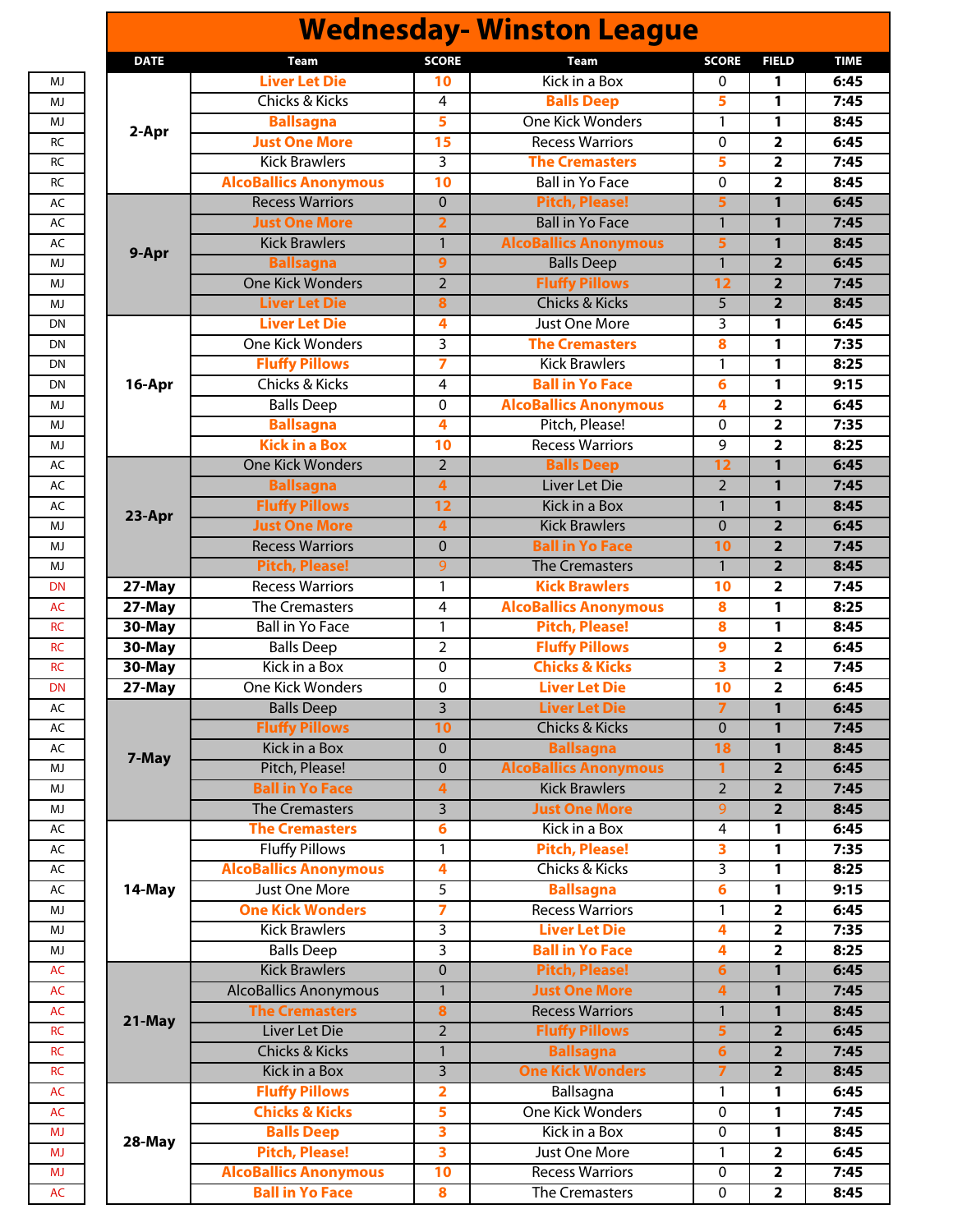# Wednesday- Winston League

| | DATE | Team | SCORE | Team | SCORE | FIELD | TIME |
|---|---|---|---|---|---|---|---|
| MJ | 2-Apr | **Liver Let Die** | **10** | Kick in a Box | 0 | 1 | 6:45 |
| MJ | | Chicks & Kicks | 4 | **Balls Deep** | **5** | 1 | 7:45 |
| MJ | | **Ballsagna** | **5** | One Kick Wonders | 1 | 1 | 8:45 |
| RC | | **Just One More** | **15** | Recess Warriors | 0 | 2 | 6:45 |
| RC | | Kick Brawlers | 3 | **The Cremasters** | **5** | 2 | 7:45 |
| RC | | **AlcoBallics Anonymous** | **10** | Ball in Yo Face | 0 | 2 | 8:45 |
| AC | 9-Apr | Recess Warriors | 0 | **Pitch, Please!** | **5** | 1 | 6:45 |
| AC | | **Just One More** | **2** | Ball in Yo Face | 1 | 1 | 7:45 |
| AC | | Kick Brawlers | 1 | **AlcoBallics Anonymous** | **5** | 1 | 8:45 |
| MJ | | **Ballsagna** | **9** | Balls Deep | 1 | 2 | 6:45 |
| MJ | | One Kick Wonders | 2 | **Fluffy Pillows** | **12** | 2 | 7:45 |
| MJ | | **Liver Let Die** | **8** | Chicks & Kicks | 5 | 2 | 8:45 |
| DN | 16-Apr | **Liver Let Die** | **4** | Just One More | 3 | 1 | 6:45 |
| DN | | One Kick Wonders | 3 | **The Cremasters** | **8** | 1 | 7:35 |
| DN | | **Fluffy Pillows** | **7** | Kick Brawlers | 1 | 1 | 8:25 |
| DN | | Chicks & Kicks | 4 | **Ball in Yo Face** | **6** | 1 | 9:15 |
| MJ | | Balls Deep | 0 | **AlcoBallics Anonymous** | **4** | 2 | 6:45 |
| MJ | | **Ballsagna** | **4** | Pitch, Please! | 0 | 2 | 7:35 |
| MJ | | **Kick in a Box** | **10** | Recess Warriors | 9 | 2 | 8:25 |
| AC | 23-Apr | One Kick Wonders | 2 | **Balls Deep** | **12** | 1 | 6:45 |
| AC | | **Ballsagna** | **4** | Liver Let Die | 2 | 1 | 7:45 |
| AC | | **Fluffy Pillows** | **12** | Kick in a Box | 1 | 1 | 8:45 |
| MJ | | **Just One More** | **4** | Kick Brawlers | 0 | 2 | 6:45 |
| MJ | | Recess Warriors | 0 | **Ball in Yo Face** | **10** | 2 | 7:45 |
| MJ | | **Pitch, Please!** | **9** | The Cremasters | 1 | 2 | 8:45 |
| DN | 27-May | Recess Warriors | 1 | **Kick Brawlers** | **10** | 2 | 7:45 |
| AC | 27-May | The Cremasters | 4 | **AlcoBallics Anonymous** | **8** | 1 | 8:25 |
| RC | 30-May | Ball in Yo Face | 1 | **Pitch, Please!** | **8** | 1 | 8:45 |
| RC | 30-May | Balls Deep | 2 | **Fluffy Pillows** | **9** | 2 | 6:45 |
| RC | 30-May | Kick in a Box | 0 | **Chicks & Kicks** | **3** | 2 | 7:45 |
| DN | 27-May | One Kick Wonders | 0 | **Liver Let Die** | **10** | 2 | 6:45 |
| AC | 7-May | Balls Deep | 3 | **Liver Let Die** | **7** | 1 | 6:45 |
| AC | | **Fluffy Pillows** | **10** | Chicks & Kicks | 0 | 1 | 7:45 |
| AC | | Kick in a Box | 0 | **Ballsagna** | **18** | 1 | 8:45 |
| MJ | | Pitch, Please! | 0 | **AlcoBallics Anonymous** | **1** | 2 | 6:45 |
| MJ | | **Ball in Yo Face** | **4** | Kick Brawlers | 2 | 2 | 7:45 |
| MJ | | The Cremasters | 3 | **Just One More** | **9** | 2 | 8:45 |
| AC | 14-May | **The Cremasters** | **6** | Kick in a Box | 4 | 1 | 6:45 |
| AC | | Fluffy Pillows | 1 | **Pitch, Please!** | **3** | 1 | 7:35 |
| AC | | **AlcoBallics Anonymous** | **4** | Chicks & Kicks | 3 | 1 | 8:25 |
| AC | | Just One More | 5 | **Ballsagna** | **6** | 1 | 9:15 |
| MJ | | **One Kick Wonders** | **7** | Recess Warriors | 1 | 2 | 6:45 |
| MJ | | Kick Brawlers | 3 | **Liver Let Die** | **4** | 2 | 7:35 |
| MJ | | Balls Deep | 3 | **Ball in Yo Face** | **4** | 2 | 8:25 |
| AC | 21-May | Kick Brawlers | 0 | **Pitch, Please!** | **6** | 1 | 6:45 |
| AC | | AlcoBallics Anonymous | 1 | **Just One More** | **4** | 1 | 7:45 |
| AC | | **The Cremasters** | **8** | Recess Warriors | 1 | 1 | 8:45 |
| RC | | Liver Let Die | 2 | **Fluffy Pillows** | **5** | 2 | 6:45 |
| RC | | Chicks & Kicks | 1 | **Ballsagna** | **6** | 2 | 7:45 |
| RC | | Kick in a Box | 3 | **One Kick Wonders** | **7** | 2 | 8:45 |
| AC | 28-May | **Fluffy Pillows** | **2** | Ballsagna | 1 | 1 | 6:45 |
| AC | | **Chicks & Kicks** | **5** | One Kick Wonders | 0 | 1 | 7:45 |
| MJ | | **Balls Deep** | **3** | Kick in a Box | 0 | 1 | 8:45 |
| MJ | | **Pitch, Please!** | **3** | Just One More | 1 | 2 | 6:45 |
| MJ | | **AlcoBallics Anonymous** | **10** | Recess Warriors | 0 | 2 | 7:45 |
| AC | | **Ball in Yo Face** | **8** | The Cremasters | 0 | 2 | 8:45 |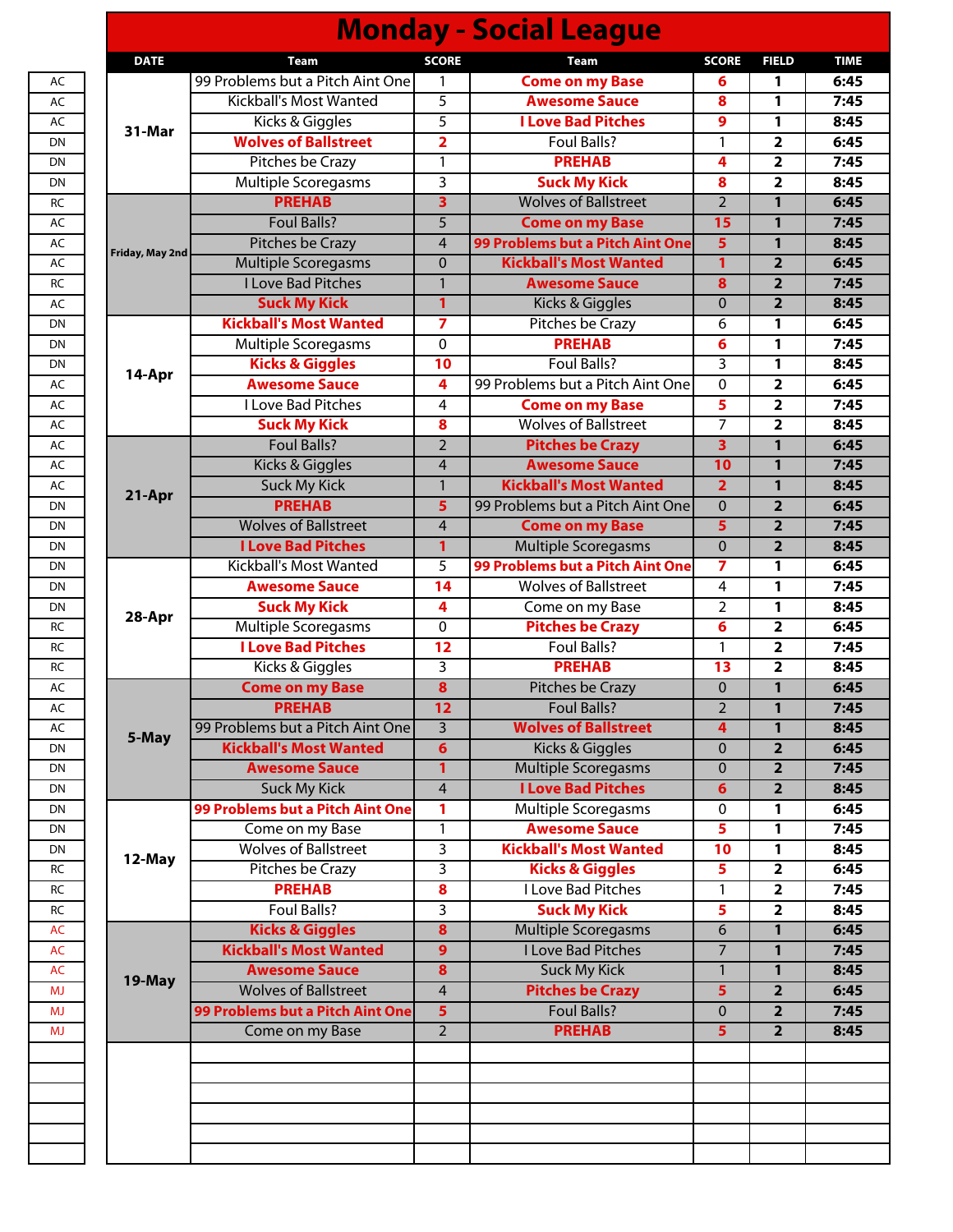# Monday - Social League

| | DATE | Team | SCORE | Team | SCORE | FIELD | TIME |
|---|---|---|---|---|---|---|---|
| AC | 31-Mar | 99 Problems but a Pitch Aint One | 1 | **Come on my Base** | **6** | 1 | 6:45 |
| AC | | Kickball's Most Wanted | 5 | **Awesome Sauce** | **8** | 1 | 7:45 |
| AC | | Kicks & Giggles | 5 | **I Love Bad Pitches** | **9** | 1 | 8:45 |
| DN | | **Wolves of Ballstreet** | **2** | Foul Balls? | 1 | 2 | 6:45 |
| DN | | Pitches be Crazy | 1 | **PREHAB** | **4** | 2 | 7:45 |
| DN | | Multiple Scoregasms | 3 | **Suck My Kick** | **8** | 2 | 8:45 |
| RC | Friday, May 2nd | **PREHAB** | **3** | Wolves of Ballstreet | 2 | 1 | 6:45 |
| AC | | Foul Balls? | 5 | **Come on my Base** | **15** | 1 | 7:45 |
| AC | | Pitches be Crazy | 4 | **99 Problems but a Pitch Aint One** | **5** | 1 | 8:45 |
| AC | | Multiple Scoregasms | 0 | **Kickball's Most Wanted** | **1** | 2 | 6:45 |
| RC | | I Love Bad Pitches | 1 | **Awesome Sauce** | **8** | 2 | 7:45 |
| AC | | **Suck My Kick** | **1** | Kicks & Giggles | 0 | 2 | 8:45 |
| DN | 14-Apr | **Kickball's Most Wanted** | **7** | Pitches be Crazy | 6 | 1 | 6:45 |
| DN | | Multiple Scoregasms | 0 | **PREHAB** | **6** | 1 | 7:45 |
| DN | | **Kicks & Giggles** | **10** | Foul Balls? | 3 | 1 | 8:45 |
| AC | | **Awesome Sauce** | **4** | 99 Problems but a Pitch Aint One | 0 | 2 | 6:45 |
| AC | | I Love Bad Pitches | 4 | **Come on my Base** | **5** | 2 | 7:45 |
| AC | | **Suck My Kick** | **8** | Wolves of Ballstreet | 7 | 2 | 8:45 |
| AC | 21-Apr | Foul Balls? | 2 | **Pitches be Crazy** | **3** | 1 | 6:45 |
| AC | | Kicks & Giggles | 4 | **Awesome Sauce** | **10** | 1 | 7:45 |
| AC | | Suck My Kick | 1 | **Kickball's Most Wanted** | **2** | 1 | 8:45 |
| DN | | **PREHAB** | **5** | 99 Problems but a Pitch Aint One | 0 | 2 | 6:45 |
| DN | | Wolves of Ballstreet | 4 | **Come on my Base** | **5** | 2 | 7:45 |
| DN | | **I Love Bad Pitches** | **1** | Multiple Scoregasms | 0 | 2 | 8:45 |
| DN | 28-Apr | Kickball's Most Wanted | 5 | **99 Problems but a Pitch Aint One** | **7** | 1 | 6:45 |
| DN | | **Awesome Sauce** | **14** | Wolves of Ballstreet | 4 | 1 | 7:45 |
| DN | | **Suck My Kick** | **4** | Come on my Base | 2 | 1 | 8:45 |
| RC | | Multiple Scoregasms | 0 | **Pitches be Crazy** | **6** | 2 | 6:45 |
| RC | | **I Love Bad Pitches** | **12** | Foul Balls? | 1 | 2 | 7:45 |
| RC | | Kicks & Giggles | 3 | **PREHAB** | **13** | 2 | 8:45 |
| AC | 5-May | **Come on my Base** | **8** | Pitches be Crazy | 0 | 1 | 6:45 |
| AC | | **PREHAB** | **12** | Foul Balls? | 2 | 1 | 7:45 |
| AC | | 99 Problems but a Pitch Aint One | 3 | **Wolves of Ballstreet** | **4** | 1 | 8:45 |
| DN | | **Kickball's Most Wanted** | **6** | Kicks & Giggles | 0 | 2 | 6:45 |
| DN | | **Awesome Sauce** | **1** | Multiple Scoregasms | 0 | 2 | 7:45 |
| DN | | Suck My Kick | 4 | **I Love Bad Pitches** | **6** | 2 | 8:45 |
| DN | 12-May | **99 Problems but a Pitch Aint One** | **1** | Multiple Scoregasms | 0 | 1 | 6:45 |
| DN | | Come on my Base | 1 | **Awesome Sauce** | **5** | 1 | 7:45 |
| DN | | Wolves of Ballstreet | 3 | **Kickball's Most Wanted** | **10** | 1 | 8:45 |
| RC | | Pitches be Crazy | 3 | **Kicks & Giggles** | **5** | 2 | 6:45 |
| RC | | **PREHAB** | **8** | I Love Bad Pitches | 1 | 2 | 7:45 |
| RC | | Foul Balls? | 3 | **Suck My Kick** | **5** | 2 | 8:45 |
| AC | 19-May | **Kicks & Giggles** | **8** | Multiple Scoregasms | 6 | 1 | 6:45 |
| AC | | **Kickball's Most Wanted** | **9** | I Love Bad Pitches | 7 | 1 | 7:45 |
| AC | | **Awesome Sauce** | **8** | Suck My Kick | 1 | 1 | 8:45 |
| MJ | | Wolves of Ballstreet | 4 | **Pitches be Crazy** | **5** | 2 | 6:45 |
| MJ | | **99 Problems but a Pitch Aint One** | **5** | Foul Balls? | 0 | 2 | 7:45 |
| MJ | | Come on my Base | 2 | **PREHAB** | **5** | 2 | 8:45 |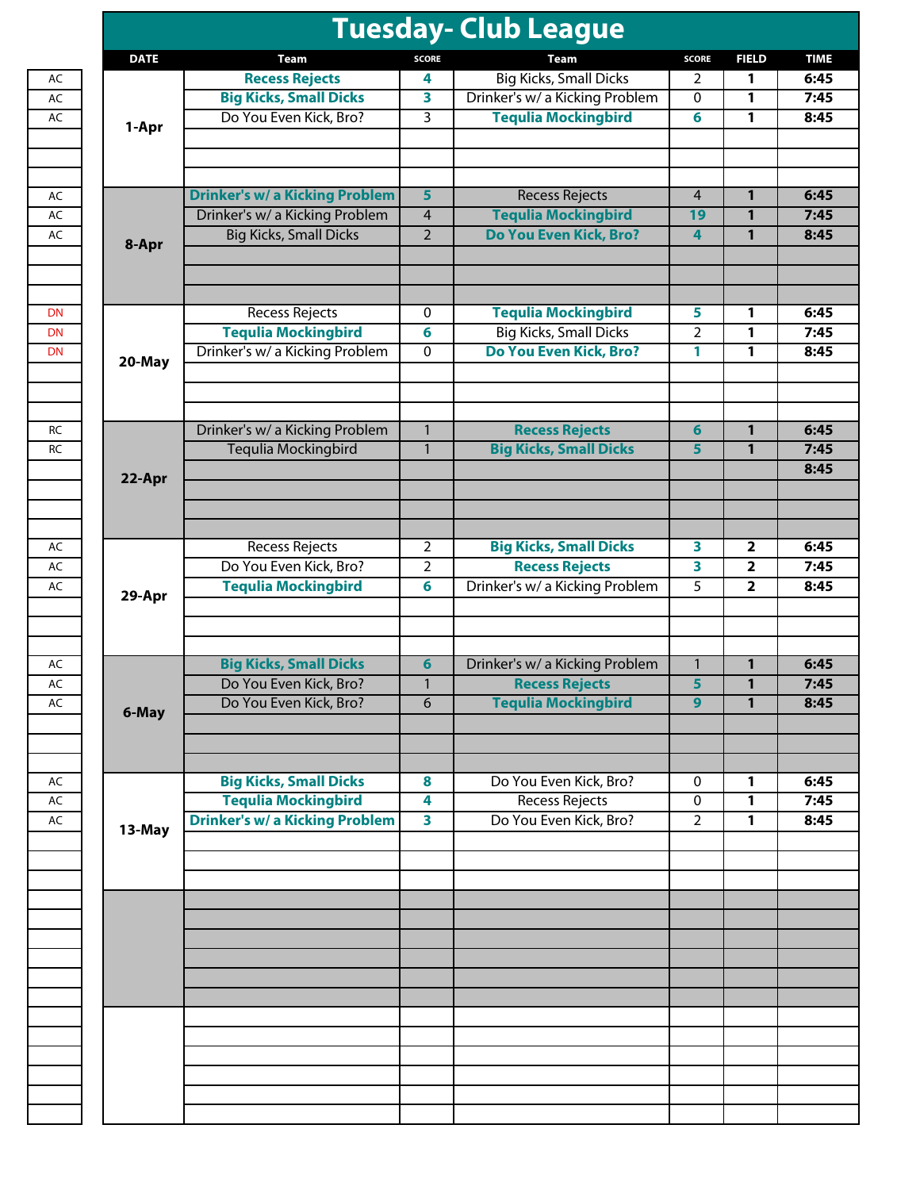# Tuesday- Club League

| | DATE | Team | SCORE | Team | SCORE | FIELD | TIME |
|---|---|---|---|---|---|---|---|
| AC | 1-Apr | **Recess Rejects** | **4** | Big Kicks, Small Dicks | 2 | **1** | **6:45** |
| AC | | **Big Kicks, Small Dicks** | **3** | Drinker's w/ a Kicking Problem | 0 | **1** | **7:45** |
| AC | | Do You Even Kick, Bro? | 3 | **Tequlia Mockingbird** | **6** | **1** | **8:45** |
| | | | | | | | |
| | | | | | | | |
| | | | | | | | |
| AC | 8-Apr | **Drinker's w/ a Kicking Problem** | **5** | Recess Rejects | 4 | **1** | **6:45** |
| AC | | Drinker's w/ a Kicking Problem | 4 | **Tequlia Mockingbird** | **19** | **1** | **7:45** |
| AC | | Big Kicks, Small Dicks | 2 | **Do You Even Kick, Bro?** | **4** | **1** | **8:45** |
| | | | | | | | |
| | | | | | | | |
| | | | | | | | |
| DN | 20-May | Recess Rejects | 0 | **Tequlia Mockingbird** | **5** | **1** | **6:45** |
| DN | | **Tequlia Mockingbird** | **6** | Big Kicks, Small Dicks | 2 | **1** | **7:45** |
| DN | | Drinker's w/ a Kicking Problem | 0 | **Do You Even Kick, Bro?** | **1** | **1** | **8:45** |
| | | | | | | | |
| | | | | | | | |
| | | | | | | | |
| RC | 22-Apr | Drinker's w/ a Kicking Problem | 1 | **Recess Rejects** | **6** | **1** | **6:45** |
| RC | | Tequlia Mockingbird | 1 | **Big Kicks, Small Dicks** | **5** | **1** | **7:45** |
| | | | | | | | **8:45** |
| | | | | | | | |
| | | | | | | | |
| | | | | | | | |
| AC | 29-Apr | Recess Rejects | 2 | **Big Kicks, Small Dicks** | **3** | **2** | **6:45** |
| AC | | Do You Even Kick, Bro? | 2 | **Recess Rejects** | **3** | **2** | **7:45** |
| AC | | **Tequlia Mockingbird** | **6** | Drinker's w/ a Kicking Problem | 5 | **2** | **8:45** |
| | | | | | | | |
| | | | | | | | |
| | | | | | | | |
| AC | 6-May | **Big Kicks, Small Dicks** | **6** | Drinker's w/ a Kicking Problem | 1 | **1** | **6:45** |
| AC | | Do You Even Kick, Bro? | 1 | **Recess Rejects** | **5** | **1** | **7:45** |
| AC | | Do You Even Kick, Bro? | 6 | **Tequlia Mockingbird** | **9** | **1** | **8:45** |
| | | | | | | | |
| | | | | | | | |
| | | | | | | | |
| AC | 13-May | **Big Kicks, Small Dicks** | **8** | Do You Even Kick, Bro? | 0 | **1** | **6:45** |
| AC | | **Tequlia Mockingbird** | **4** | Recess Rejects | 0 | **1** | **7:45** |
| AC | | **Drinker's w/ a Kicking Problem** | **3** | Do You Even Kick, Bro? | 2 | **1** | **8:45** |
| | | | | | | | |
| | | | | | | | |
| | | | | | | | |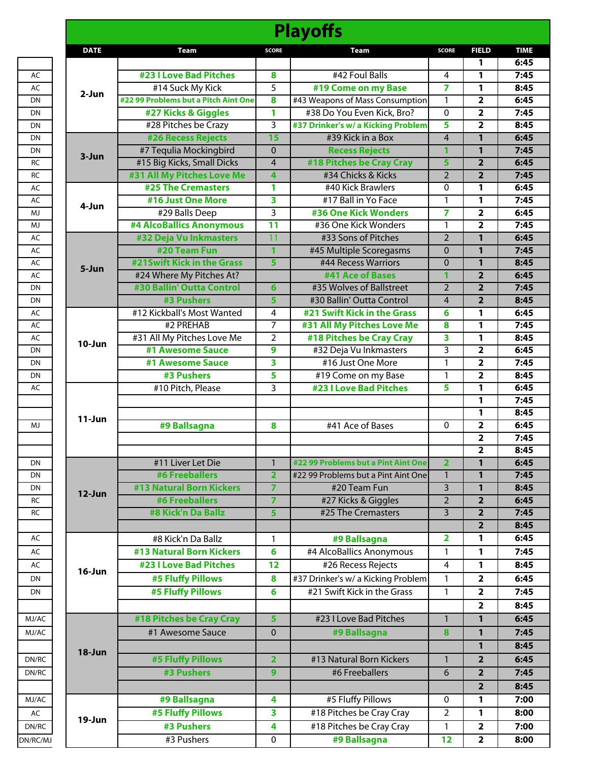# Playoffs

| | DATE | Team | SCORE | Team | SCORE | FIELD | TIME |
|---|---|---|---|---|---|---|---|
| | 2-Jun | | | | | 1 | 6:45 |
| AC | | #23 I Love Bad Pitches | 8 | #42 Foul Balls | 4 | 1 | 7:45 |
| AC | | #14 Suck My Kick | 5 | #19 Come on my Base | 7 | 1 | 8:45 |
| DN | | #22 99 Problems but a Pitch Aint One | 8 | #43 Weapons of Mass Consumption | 1 | 2 | 6:45 |
| DN | | #27 Kicks & Giggles | 1 | #38 Do You Even Kick, Bro? | 0 | 2 | 7:45 |
| DN | | #28 Pitches be Crazy | 3 | #37 Drinker's w/ a Kicking Problem | 5 | 2 | 8:45 |
| DN | 3-Jun | #26 Recess Rejects | 15 | #39 Kick in a Box | 4 | 1 | 6:45 |
| DN | | #7 Tequlia Mockingbird | 0 | Recess Rejects | 1 | 1 | 7:45 |
| RC | | #15 Big Kicks, Small Dicks | 4 | #18 Pitches be Cray Cray | 5 | 2 | 6:45 |
| RC | | #31 All My Pitches Love Me | 4 | #34 Chicks & Kicks | 2 | 2 | 7:45 |
| AC | 4-Jun | #25 The Cremasters | 1 | #40 Kick Brawlers | 0 | 1 | 6:45 |
| AC | | #16 Just One More | 3 | #17 Ball in Yo Face | 1 | 1 | 7:45 |
| MJ | | #29 Balls Deep | 3 | #36 One Kick Wonders | 7 | 2 | 6:45 |
| MJ | | #4 AlcoBallics Anonymous | 11 | #36 One Kick Wonders | 1 | 2 | 7:45 |
| AC | 5-Jun | #32 Deja Vu Inkmasters | 11 | #33 Sons of Pitches | 2 | 1 | 6:45 |
| AC | | #20 Team Fun | 1 | #45 Multiple Scoregasms | 0 | 1 | 7:45 |
| AC | | #21Swift Kick in the Grass | 5 | #44 Recess Warriors | 0 | 1 | 8:45 |
| AC | | #24 Where My Pitches At? | | #41 Ace of Bases | 1 | 2 | 6:45 |
| DN | | #30 Ballin' Outta Control | 6 | #35 Wolves of Ballstreet | 2 | 2 | 7:45 |
| DN | | #3 Pushers | 5 | #30 Ballin' Outta Control | 4 | 2 | 8:45 |
| AC | 10-Jun | #12 Kickball's Most Wanted | 4 | #21 Swift Kick in the Grass | 6 | 1 | 6:45 |
| AC | | #2 PREHAB | 7 | #31 All My Pitches Love Me | 8 | 1 | 7:45 |
| AC | | #31 All My Pitches Love Me | 2 | #18 Pitches be Cray Cray | 3 | 1 | 8:45 |
| DN | | #1 Awesome Sauce | 9 | #32 Deja Vu Inkmasters | 3 | 2 | 6:45 |
| DN | | #1 Awesome Sauce | 3 | #16 Just One More | 1 | 2 | 7:45 |
| DN | | #3 Pushers | 5 | #19 Come on my Base | 1 | 2 | 8:45 |
| AC | 11-Jun | #10 Pitch, Please | 3 | #23 I Love Bad Pitches | 5 | 1 | 6:45 |
| | | | | | | 1 | 7:45 |
| | | | | | | 1 | 8:45 |
| MJ | | #9 Ballsagna | 8 | #41 Ace of Bases | 0 | 2 | 6:45 |
| | | | | | | 2 | 7:45 |
| | | | | | | 2 | 8:45 |
| DN | 12-Jun | #11 Liver Let Die | 1 | #22 99 Problems but a Pint Aint One | 2 | 1 | 6:45 |
| DN | | #6 Freeballers | 2 | #22 99 Problems but a Pint Aint One | 1 | 1 | 7:45 |
| DN | | #13 Natural Born Kickers | 7 | #20 Team Fun | 3 | 1 | 8:45 |
| RC | | #6 Freeballers | 7 | #27 Kicks & Giggles | 2 | 2 | 6:45 |
| RC | | #8 Kick'n Da Ballz | 5 | #25 The Cremasters | 3 | 2 | 7:45 |
| | | | | | | 2 | 8:45 |
| AC | 16-Jun | #8 Kick'n Da Ballz | 1 | #9 Ballsagna | 2 | 1 | 6:45 |
| AC | | #13 Natural Born Kickers | 6 | #4 AlcoBallics Anonymous | 1 | 1 | 7:45 |
| AC | | #23 I Love Bad Pitches | 12 | #26 Recess Rejects | 4 | 1 | 8:45 |
| DN | | #5 Fluffy Pillows | 8 | #37 Drinker's w/ a Kicking Problem | 1 | 2 | 6:45 |
| DN | | #5 Fluffy Pillows | 6 | #21 Swift Kick in the Grass | 1 | 2 | 7:45 |
| | | | | | | 2 | 8:45 |
| MJ/AC | 18-Jun | #18 Pitches be Cray Cray | 5 | #23 I Love Bad Pitches | 1 | 1 | 6:45 |
| MJ/AC | | #1 Awesome Sauce | 0 | #9 Ballsagna | 8 | 1 | 7:45 |
| | | | | | | 1 | 8:45 |
| DN/RC | | #5 Fluffy Pillows | 2 | #13 Natural Born Kickers | 1 | 2 | 6:45 |
| DN/RC | | #3 Pushers | 9 | #6 Freeballers | 6 | 2 | 7:45 |
| | | | | | | 2 | 8:45 |
| MJ/AC | 19-Jun | #9 Ballsagna | 4 | #5 Fluffy Pillows | 0 | 1 | 7:00 |
| AC | | #5 Fluffy Pillows | 3 | #18 Pitches be Cray Cray | 2 | 1 | 8:00 |
| DN/RC | | #3 Pushers | 4 | #18 Pitches be Cray Cray | 1 | 2 | 7:00 |
| DN/RC/MJ | | #3 Pushers | 0 | #9 Ballsagna | 12 | 2 | 8:00 |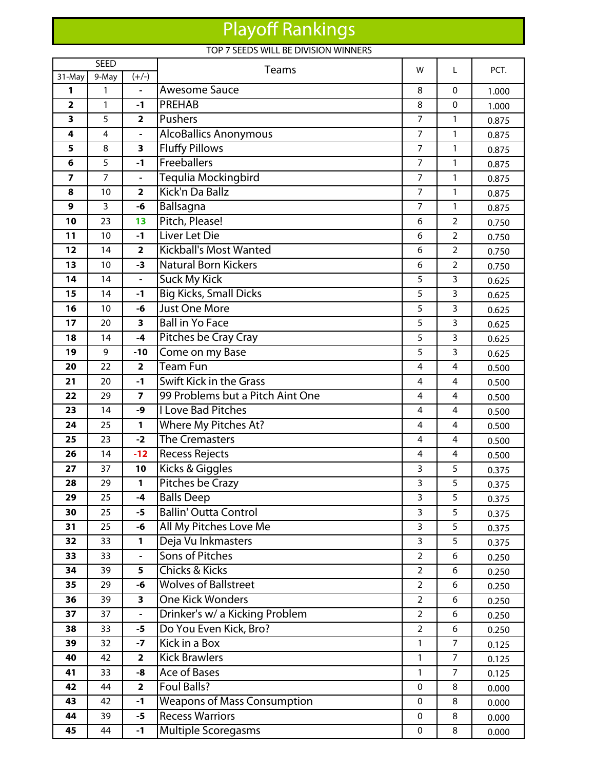# Playoff Rankings

TOP 7 SEEDS WILL BE DIVISION WINNERS

| SEED | | | Teams | W | L | PCT. |
|---|---|---|---|---|---|---|
| 31-May | 9-May | (+/-) | | | | |
| **1** | 1 | - | Awesome Sauce | 8 | 0 | 1.000 |
| **2** | 1 | **-1** | PREHAB | 8 | 0 | 1.000 |
| **3** | 5 | **2** | Pushers | 7 | 1 | 0.875 |
| **4** | 4 | - | AlcoBallics Anonymous | 7 | 1 | 0.875 |
| **5** | 8 | **3** | Fluffy Pillows | 7 | 1 | 0.875 |
| **6** | 5 | **-1** | Freeballers | 7 | 1 | 0.875 |
| **7** | 7 | - | Tequlia Mockingbird | 7 | 1 | 0.875 |
| **8** | 10 | **2** | Kick'n Da Ballz | 7 | 1 | 0.875 |
| **9** | 3 | **-6** | Ballsagna | 7 | 1 | 0.875 |
| **10** | 23 | **13** | Pitch, Please! | 6 | 2 | 0.750 |
| **11** | 10 | **-1** | Liver Let Die | 6 | 2 | 0.750 |
| **12** | 14 | **2** | Kickball's Most Wanted | 6 | 2 | 0.750 |
| **13** | 10 | **-3** | Natural Born Kickers | 6 | 2 | 0.750 |
| **14** | 14 | - | Suck My Kick | 5 | 3 | 0.625 |
| **15** | 14 | **-1** | Big Kicks, Small Dicks | 5 | 3 | 0.625 |
| **16** | 10 | **-6** | Just One More | 5 | 3 | 0.625 |
| **17** | 20 | **3** | Ball in Yo Face | 5 | 3 | 0.625 |
| **18** | 14 | **-4** | Pitches be Cray Cray | 5 | 3 | 0.625 |
| **19** | 9 | **-10** | Come on my Base | 5 | 3 | 0.625 |
| **20** | 22 | **2** | Team Fun | 4 | 4 | 0.500 |
| **21** | 20 | **-1** | Swift Kick in the Grass | 4 | 4 | 0.500 |
| **22** | 29 | **7** | 99 Problems but a Pitch Aint One | 4 | 4 | 0.500 |
| **23** | 14 | **-9** | I Love Bad Pitches | 4 | 4 | 0.500 |
| **24** | 25 | **1** | Where My Pitches At? | 4 | 4 | 0.500 |
| **25** | 23 | **-2** | The Cremasters | 4 | 4 | 0.500 |
| **26** | 14 | **-12** | Recess Rejects | 4 | 4 | 0.500 |
| **27** | 37 | **10** | Kicks & Giggles | 3 | 5 | 0.375 |
| **28** | 29 | **1** | Pitches be Crazy | 3 | 5 | 0.375 |
| **29** | 25 | **-4** | Balls Deep | 3 | 5 | 0.375 |
| **30** | 25 | **-5** | Ballin' Outta Control | 3 | 5 | 0.375 |
| **31** | 25 | **-6** | All My Pitches Love Me | 3 | 5 | 0.375 |
| **32** | 33 | **1** | Deja Vu Inkmasters | 3 | 5 | 0.375 |
| **33** | 33 | - | Sons of Pitches | 2 | 6 | 0.250 |
| **34** | 39 | **5** | Chicks & Kicks | 2 | 6 | 0.250 |
| **35** | 29 | **-6** | Wolves of Ballstreet | 2 | 6 | 0.250 |
| **36** | 39 | **3** | One Kick Wonders | 2 | 6 | 0.250 |
| **37** | 37 | - | Drinker's w/ a Kicking Problem | 2 | 6 | 0.250 |
| **38** | 33 | **-5** | Do You Even Kick, Bro? | 2 | 6 | 0.250 |
| **39** | 32 | **-7** | Kick in a Box | 1 | 7 | 0.125 |
| **40** | 42 | **2** | Kick Brawlers | 1 | 7 | 0.125 |
| **41** | 33 | **-8** | Ace of Bases | 1 | 7 | 0.125 |
| **42** | 44 | **2** | Foul Balls? | 0 | 8 | 0.000 |
| **43** | 42 | **-1** | Weapons of Mass Consumption | 0 | 8 | 0.000 |
| **44** | 39 | **-5** | Recess Warriors | 0 | 8 | 0.000 |
| **45** | 44 | **-1** | Multiple Scoregasms | 0 | 8 | 0.000 |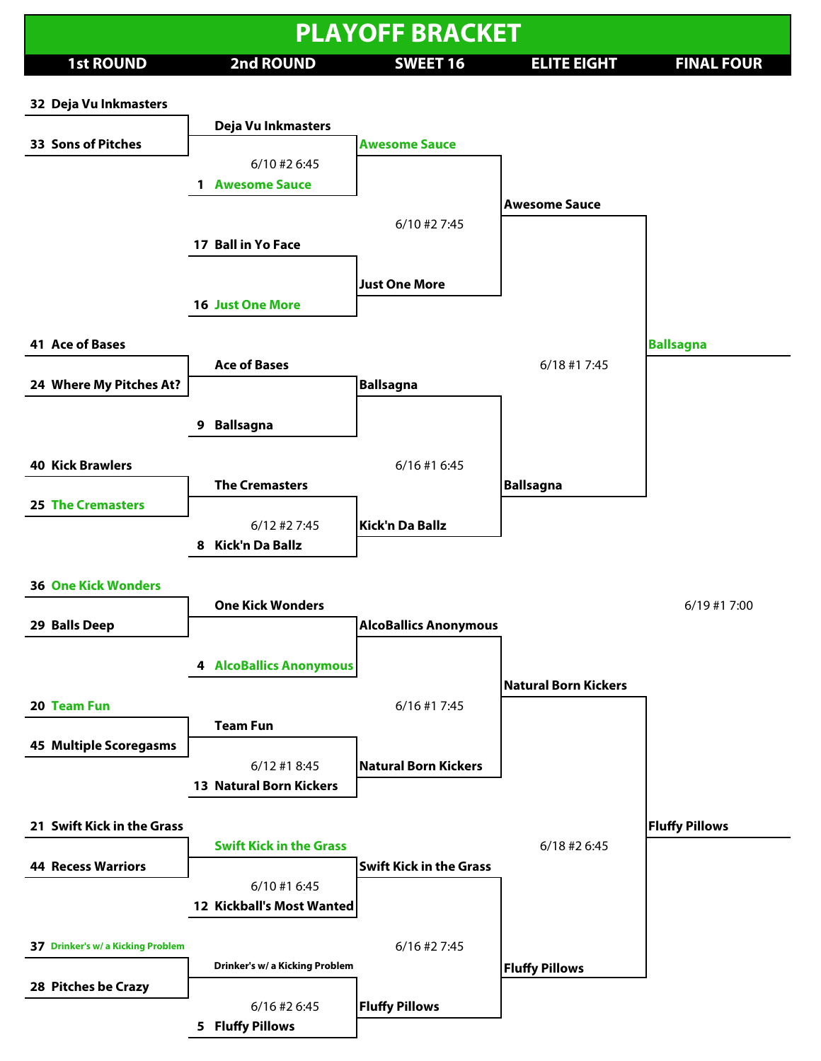# PLAYOFF BRACKET

| 1st ROUND | 2nd ROUND | SWEET 16 | ELITE EIGHT | FINAL FOUR |
|---|---|---|---|---|
| 32 Deja Vu Inkmasters | | | | |
| 33 Sons of Pitches | Deja Vu Inkmasters | | | |
| | 6/10 #2 6:45 | Awesome Sauce | | |
| | 1 Awesome Sauce | | | |
| | | 6/10 #2 7:45 | Awesome Sauce | |
| | 17 Ball in Yo Face | | | |
| | 16 Just One More | Just One More | | |
| 41 Ace of Bases | | | | |
| 24 Where My Pitches At? | Ace of Bases | | 6/18 #1 7:45 | Ballsagna |
| | 9 Ballsagna | Ballsagna | | |
| 40 Kick Brawlers | | 6/16 #1 6:45 | | |
| 25 The Cremasters | The Cremasters | | Ballsagna | |
| | 6/12 #2 7:45 | | | |
| | 8 Kick'n Da Ballz | Kick'n Da Ballz | | |
| 36 One Kick Wonders | | | | 6/19 #1 7:00 |
| 29 Balls Deep | One Kick Wonders | | | |
| | 4 AlcoBallics Anonymous | AlcoBallics Anonymous | | |
| | | 6/16 #1 7:45 | Natural Born Kickers | |
| 20 Team Fun | | | | |
| 45 Multiple Scoregasms | Team Fun | | | |
| | 6/12 #1 8:45 | | | |
| | 13 Natural Born Kickers | Natural Born Kickers | | |
| 21 Swift Kick in the Grass | | | | |
| 44 Recess Warriors | Swift Kick in the Grass | | 6/18 #2 6:45 | Fluffy Pillows |
| | 6/10 #1 6:45 | Swift Kick in the Grass | | |
| | 12 Kickball's Most Wanted | | | |
| 37 Drinker's w/ a Kicking Problem | | 6/16 #2 7:45 | | |
| 28 Pitches be Crazy | Drinker's w/ a Kicking Problem | | Fluffy Pillows | |
| | 6/16 #2 6:45 | | | |
| | 5 Fluffy Pillows | Fluffy Pillows | | |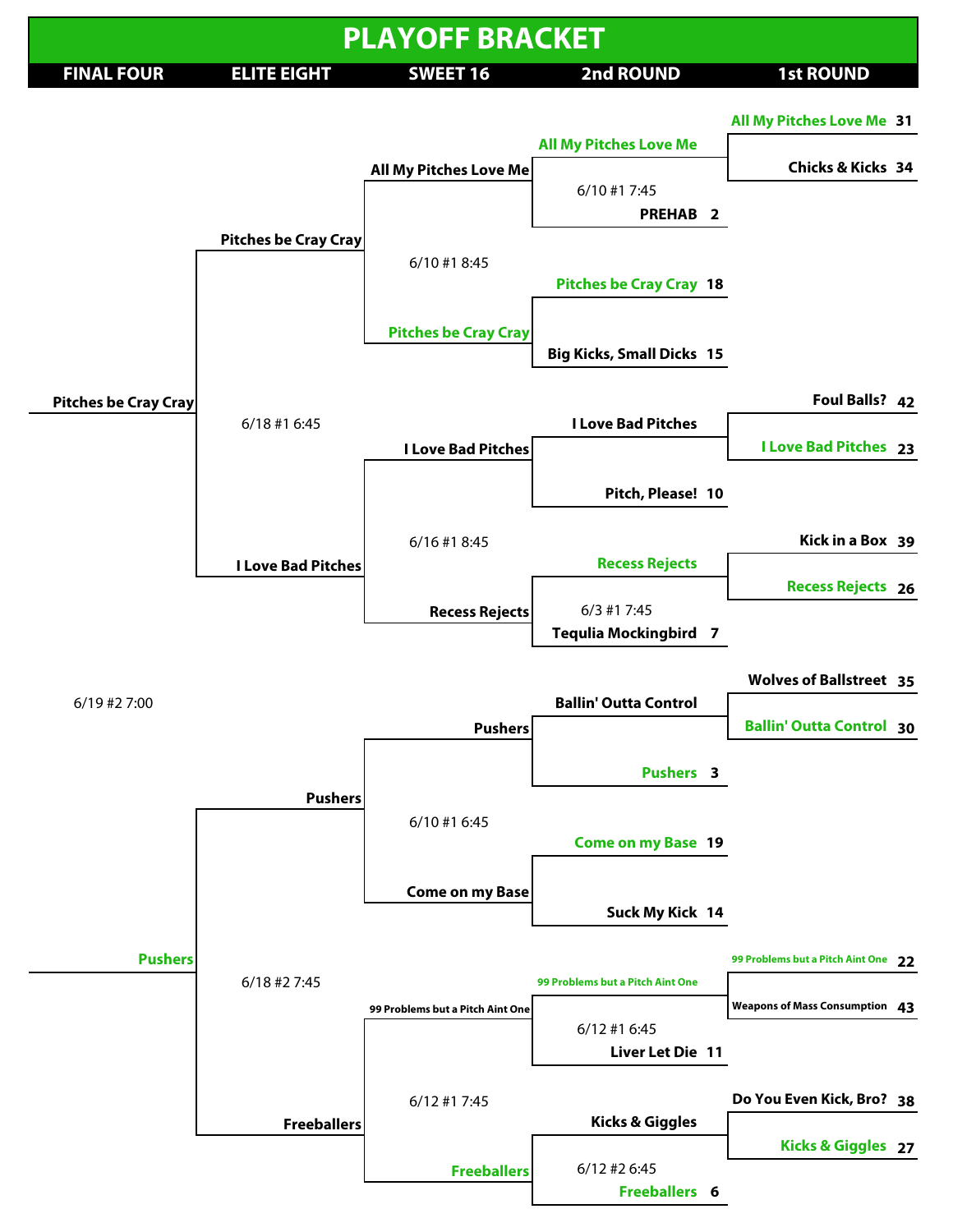# PLAYOFF BRACKET

**FINAL FOUR | ELITE EIGHT | SWEET 16 | 2nd ROUND | 1st ROUND**

## 1st Round

- All My Pitches Love Me 31 vs Chicks & Kicks 34 — Winner: All My Pitches Love Me
- Foul Balls? 42 vs I Love Bad Pitches 23 — Winner: I Love Bad Pitches
- Kick in a Box 39 vs Recess Rejects 26 — Winner: Recess Rejects
- Wolves of Ballstreet 35 vs Ballin' Outta Control 30 — Winner: Ballin' Outta Control
- 99 Problems but a Pitch Aint One 22 vs Weapons of Mass Consumption 43 — Winner: 99 Problems but a Pitch Aint One
- Do You Even Kick, Bro? 38 vs Kicks & Giggles 27 — Winner: Kicks & Giggles

## 2nd Round

- All My Pitches Love Me vs PREHAB 2 (6/10 #1 7:45) — Winner: All My Pitches Love Me
- Pitches be Cray Cray 18 vs Big Kicks, Small Dicks 15 — Winner: Pitches be Cray Cray
- I Love Bad Pitches vs Pitch, Please! 10
- Recess Rejects vs Tequlia Mockingbird 7 (6/3 #1 7:45) — Winner: Recess Rejects
- Ballin' Outta Control vs Pushers 3 — Winner: Pushers
- Come on my Base 19 vs Suck My Kick 14 — Winner: Come on my Base
- 99 Problems but a Pitch Aint One vs Liver Let Die 11 (6/12 #1 6:45) — Winner: 99 Problems but a Pitch Aint One
- Kicks & Giggles vs Freeballers 6 (6/12 #2 6:45) — Winner: Freeballers

## Sweet 16

- All My Pitches Love Me vs Pitches be Cray Cray (6/10 #1 8:45) — Winner: Pitches be Cray Cray
- I Love Bad Pitches vs Recess Rejects (6/16 #1 8:45)
- Pushers vs Come on my Base (6/10 #1 6:45)
- 99 Problems but a Pitch Aint One vs Freeballers (6/12 #1 7:45) — Winner: Freeballers

## Elite Eight

- Pitches be Cray Cray vs I Love Bad Pitches (6/18 #1 6:45)
- Pushers vs Freeballers (6/18 #2 7:45) — Winner: Pushers

## Final Four

- Pitches be Cray Cray vs Pushers (6/19 #2 7:00) — Winner: Pushers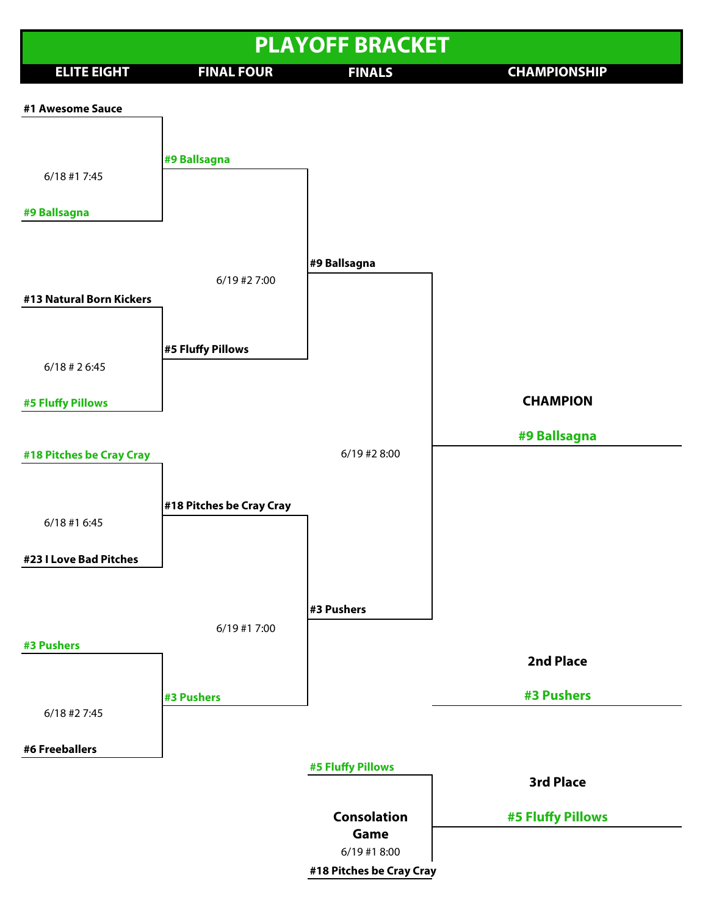# PLAYOFF BRACKET

**ELITE EIGHT** | **FINAL FOUR** | **FINALS** | **CHAMPIONSHIP**

## ELITE EIGHT

**#1 Awesome Sauce**
6/18 #1 7:45
**#9 Ballsagna**

**#13 Natural Born Kickers**
6/18 # 2 6:45
**#5 Fluffy Pillows**

**#18 Pitches be Cray Cray**
6/18 #1 6:45
**#23 I Love Bad Pitches**

**#3 Pushers**
6/18 #2 7:45
**#6 Freeballers**

## FINAL FOUR

**#9 Ballsagna**
6/19 #2 7:00
**#5 Fluffy Pillows**

**#18 Pitches be Cray Cray**
6/19 #1 7:00
**#3 Pushers**

## FINALS

**#9 Ballsagna**
6/19 #2 8:00
**#3 Pushers**

## CHAMPIONSHIP

**CHAMPION**

**#9 Ballsagna**

**2nd Place**

**#3 Pushers**

**3rd Place**

**#5 Fluffy Pillows**

## Consolation Game

**#5 Fluffy Pillows**
6/19 #1 8:00
**#18 Pitches be Cray Cray**